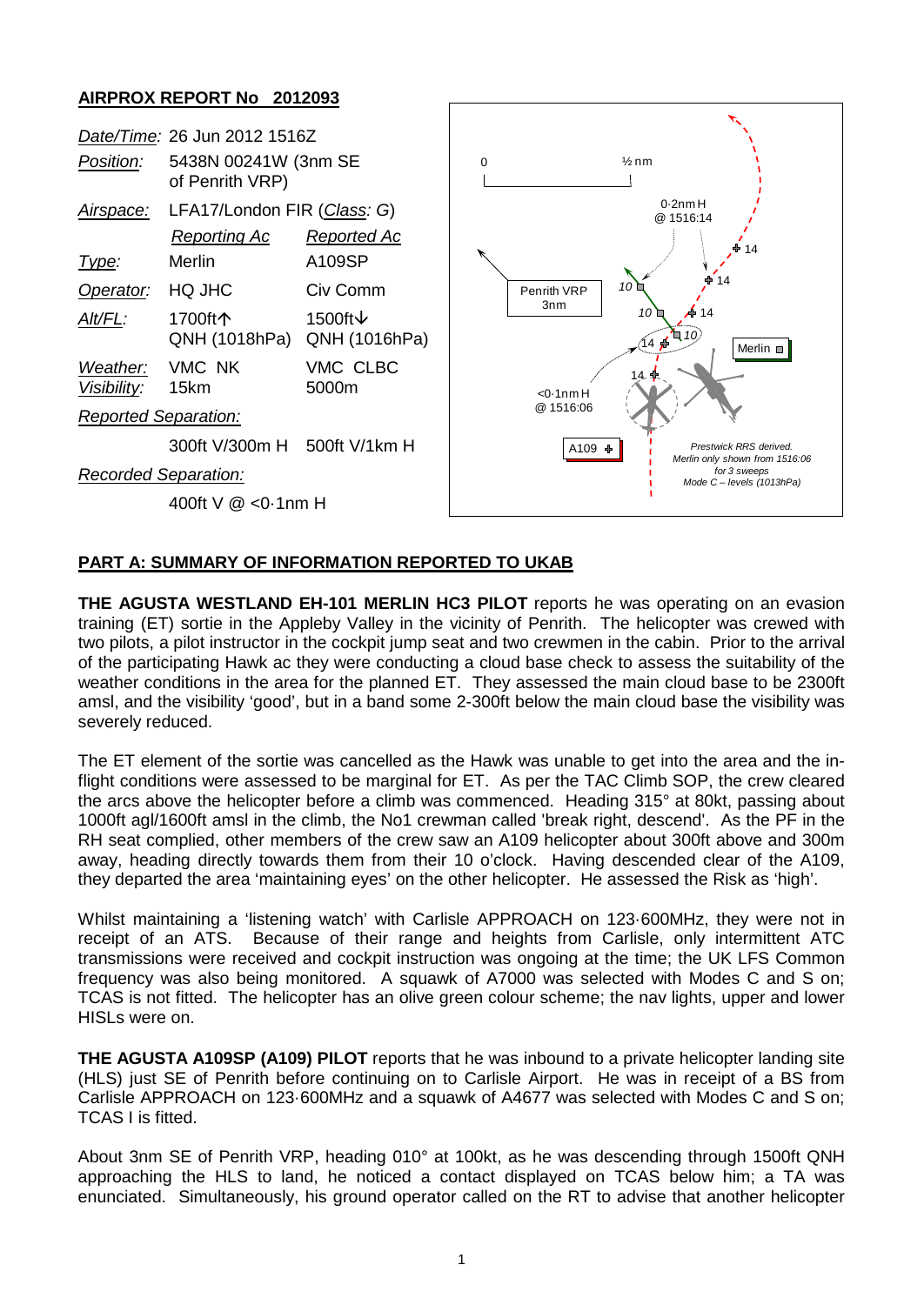## AIRPROX REPORT No 2012093

| | | |
|---|---|---|
| *Date/Time:* | 26 Jun 2012 1516Z | |
| *Position:* | 5438N 00241W (3nm SE of Penrith VRP) | |
| *Airspace:* | LFA17/London FIR (*Class: G*) | |
| | *Reporting Ac* | *Reported Ac* |
| *Type:* | Merlin | A109SP |
| *Operator:* | HQ JHC | Civ Comm |
| *Alt/FL:* | 1700ft↑ QNH (1018hPa) | 1500ft↓ QNH (1016hPa) |
| *Weather:* | VMC NK | VMC CLBC |
| *Visibility:* | 15km | 5000m |
| *Reported Separation:* | | |
| | 300ft V/300m H | 500ft V/1km H |
| *Recorded Separation:* | | |
| | 400ft V @ <0·1nm H | |

0 ½ nm

Penrith VRP 3nm

0·2nm H @ 1516:14

<0·1nm H @ 1516:06

A109

Merlin

Prestwick RRS derived. Merlin only shown from 1516:06 for 3 sweeps Mode C – levels (1013hPa)

## PART A: SUMMARY OF INFORMATION REPORTED TO UKAB

**THE AGUSTA WESTLAND EH-101 MERLIN HC3 PILOT** reports he was operating on an evasion training (ET) sortie in the Appleby Valley in the vicinity of Penrith. The helicopter was crewed with two pilots, a pilot instructor in the cockpit jump seat and two crewmen in the cabin. Prior to the arrival of the participating Hawk ac they were conducting a cloud base check to assess the suitability of the weather conditions in the area for the planned ET. They assessed the main cloud base to be 2300ft amsl, and the visibility 'good', but in a band some 2-300ft below the main cloud base the visibility was severely reduced.

The ET element of the sortie was cancelled as the Hawk was unable to get into the area and the in-flight conditions were assessed to be marginal for ET. As per the TAC Climb SOP, the crew cleared the arcs above the helicopter before a climb was commenced. Heading 315° at 80kt, passing about 1000ft agl/1600ft amsl in the climb, the No1 crewman called 'break right, descend'. As the PF in the RH seat complied, other members of the crew saw an A109 helicopter about 300ft above and 300m away, heading directly towards them from their 10 o'clock. Having descended clear of the A109, they departed the area 'maintaining eyes' on the other helicopter. He assessed the Risk as 'high'.

Whilst maintaining a 'listening watch' with Carlisle APPROACH on 123·600MHz, they were not in receipt of an ATS. Because of their range and heights from Carlisle, only intermittent ATC transmissions were received and cockpit instruction was ongoing at the time; the UK LFS Common frequency was also being monitored. A squawk of A7000 was selected with Modes C and S on; TCAS is not fitted. The helicopter has an olive green colour scheme; the nav lights, upper and lower HISLs were on.

**THE AGUSTA A109SP (A109) PILOT** reports that he was inbound to a private helicopter landing site (HLS) just SE of Penrith before continuing on to Carlisle Airport. He was in receipt of a BS from Carlisle APPROACH on 123·600MHz and a squawk of A4677 was selected with Modes C and S on; TCAS I is fitted.

About 3nm SE of Penrith VRP, heading 010° at 100kt, as he was descending through 1500ft QNH approaching the HLS to land, he noticed a contact displayed on TCAS below him; a TA was enunciated. Simultaneously, his ground operator called on the RT to advise that another helicopter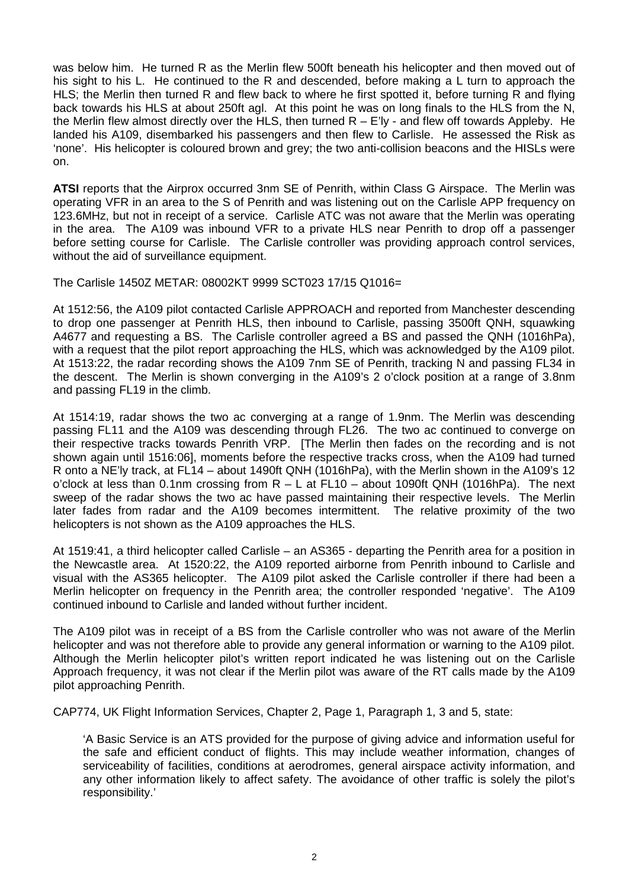was below him. He turned R as the Merlin flew 500ft beneath his helicopter and then moved out of his sight to his L. He continued to the R and descended, before making a L turn to approach the HLS; the Merlin then turned R and flew back to where he first spotted it, before turning R and flying back towards his HLS at about 250ft agl. At this point he was on long finals to the HLS from the N, the Merlin flew almost directly over the HLS, then turned R – E'ly - and flew off towards Appleby. He landed his A109, disembarked his passengers and then flew to Carlisle. He assessed the Risk as 'none'. His helicopter is coloured brown and grey; the two anti-collision beacons and the HISLs were on.

**ATSI** reports that the Airprox occurred 3nm SE of Penrith, within Class G Airspace. The Merlin was operating VFR in an area to the S of Penrith and was listening out on the Carlisle APP frequency on 123.6MHz, but not in receipt of a service. Carlisle ATC was not aware that the Merlin was operating in the area. The A109 was inbound VFR to a private HLS near Penrith to drop off a passenger before setting course for Carlisle. The Carlisle controller was providing approach control services, without the aid of surveillance equipment.

The Carlisle 1450Z METAR: 08002KT 9999 SCT023 17/15 Q1016=

At 1512:56, the A109 pilot contacted Carlisle APPROACH and reported from Manchester descending to drop one passenger at Penrith HLS, then inbound to Carlisle, passing 3500ft QNH, squawking A4677 and requesting a BS. The Carlisle controller agreed a BS and passed the QNH (1016hPa), with a request that the pilot report approaching the HLS, which was acknowledged by the A109 pilot. At 1513:22, the radar recording shows the A109 7nm SE of Penrith, tracking N and passing FL34 in the descent. The Merlin is shown converging in the A109's 2 o'clock position at a range of 3.8nm and passing FL19 in the climb.

At 1514:19, radar shows the two ac converging at a range of 1.9nm. The Merlin was descending passing FL11 and the A109 was descending through FL26. The two ac continued to converge on their respective tracks towards Penrith VRP. [The Merlin then fades on the recording and is not shown again until 1516:06], moments before the respective tracks cross, when the A109 had turned R onto a NE'ly track, at FL14 – about 1490ft QNH (1016hPa), with the Merlin shown in the A109's 12 o'clock at less than 0.1nm crossing from R – L at FL10 – about 1090ft QNH (1016hPa). The next sweep of the radar shows the two ac have passed maintaining their respective levels. The Merlin later fades from radar and the A109 becomes intermittent. The relative proximity of the two helicopters is not shown as the A109 approaches the HLS.

At 1519:41, a third helicopter called Carlisle – an AS365 - departing the Penrith area for a position in the Newcastle area. At 1520:22, the A109 reported airborne from Penrith inbound to Carlisle and visual with the AS365 helicopter. The A109 pilot asked the Carlisle controller if there had been a Merlin helicopter on frequency in the Penrith area; the controller responded 'negative'. The A109 continued inbound to Carlisle and landed without further incident.

The A109 pilot was in receipt of a BS from the Carlisle controller who was not aware of the Merlin helicopter and was not therefore able to provide any general information or warning to the A109 pilot. Although the Merlin helicopter pilot's written report indicated he was listening out on the Carlisle Approach frequency, it was not clear if the Merlin pilot was aware of the RT calls made by the A109 pilot approaching Penrith.

CAP774, UK Flight Information Services, Chapter 2, Page 1, Paragraph 1, 3 and 5, state:

> 'A Basic Service is an ATS provided for the purpose of giving advice and information useful for the safe and efficient conduct of flights. This may include weather information, changes of serviceability of facilities, conditions at aerodromes, general airspace activity information, and any other information likely to affect safety. The avoidance of other traffic is solely the pilot's responsibility.'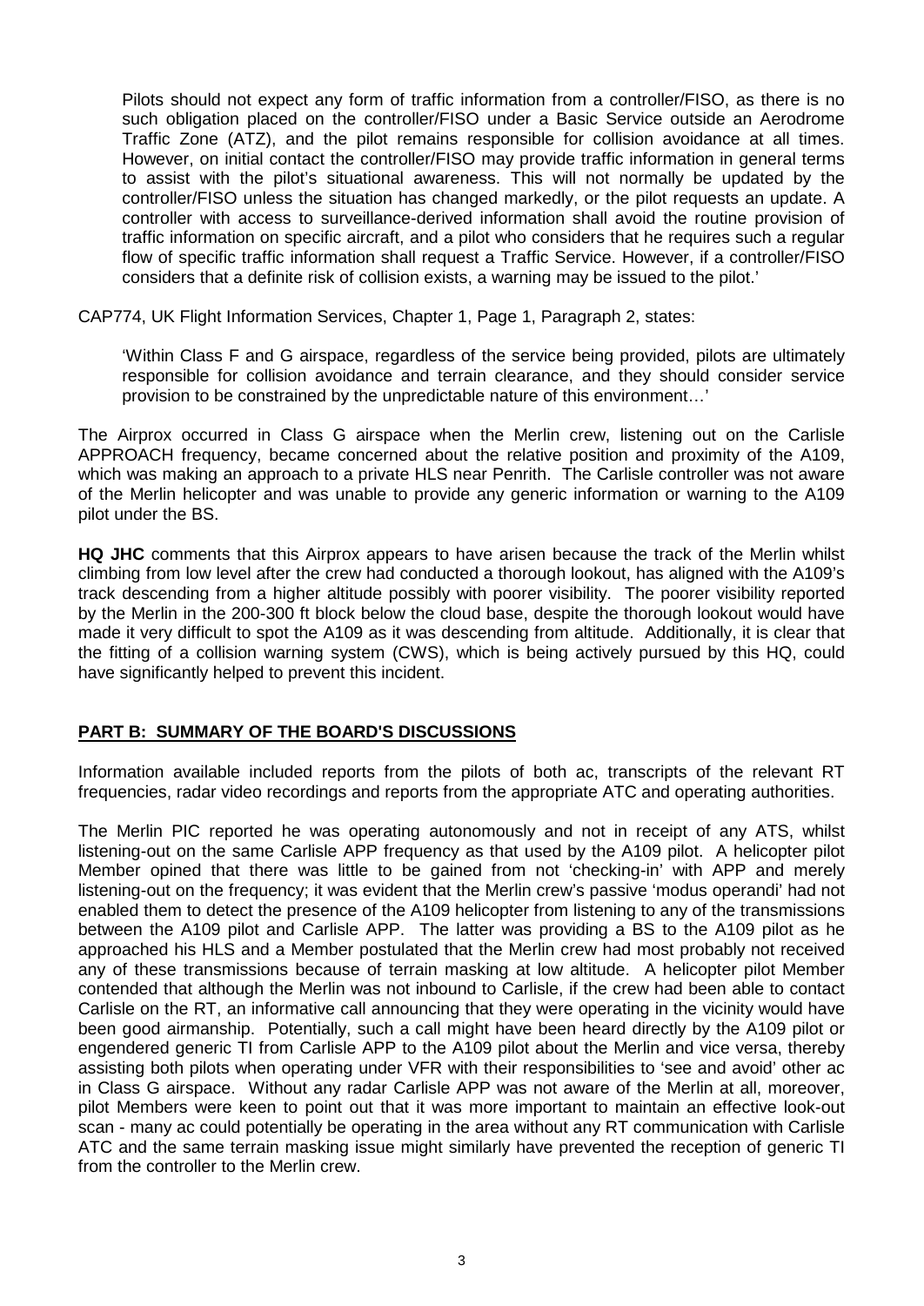> Pilots should not expect any form of traffic information from a controller/FISO, as there is no such obligation placed on the controller/FISO under a Basic Service outside an Aerodrome Traffic Zone (ATZ), and the pilot remains responsible for collision avoidance at all times. However, on initial contact the controller/FISO may provide traffic information in general terms to assist with the pilot's situational awareness. This will not normally be updated by the controller/FISO unless the situation has changed markedly, or the pilot requests an update. A controller with access to surveillance-derived information shall avoid the routine provision of traffic information on specific aircraft, and a pilot who considers that he requires such a regular flow of specific traffic information shall request a Traffic Service. However, if a controller/FISO considers that a definite risk of collision exists, a warning may be issued to the pilot.'

CAP774, UK Flight Information Services, Chapter 1, Page 1, Paragraph 2, states:

> 'Within Class F and G airspace, regardless of the service being provided, pilots are ultimately responsible for collision avoidance and terrain clearance, and they should consider service provision to be constrained by the unpredictable nature of this environment…'

The Airprox occurred in Class G airspace when the Merlin crew, listening out on the Carlisle APPROACH frequency, became concerned about the relative position and proximity of the A109, which was making an approach to a private HLS near Penrith. The Carlisle controller was not aware of the Merlin helicopter and was unable to provide any generic information or warning to the A109 pilot under the BS.

**HQ JHC** comments that this Airprox appears to have arisen because the track of the Merlin whilst climbing from low level after the crew had conducted a thorough lookout, has aligned with the A109's track descending from a higher altitude possibly with poorer visibility. The poorer visibility reported by the Merlin in the 200-300 ft block below the cloud base, despite the thorough lookout would have made it very difficult to spot the A109 as it was descending from altitude. Additionally, it is clear that the fitting of a collision warning system (CWS), which is being actively pursued by this HQ, could have significantly helped to prevent this incident.

## PART B: SUMMARY OF THE BOARD'S DISCUSSIONS

Information available included reports from the pilots of both ac, transcripts of the relevant RT frequencies, radar video recordings and reports from the appropriate ATC and operating authorities.

The Merlin PIC reported he was operating autonomously and not in receipt of any ATS, whilst listening-out on the same Carlisle APP frequency as that used by the A109 pilot. A helicopter pilot Member opined that there was little to be gained from not 'checking-in' with APP and merely listening-out on the frequency; it was evident that the Merlin crew's passive 'modus operandi' had not enabled them to detect the presence of the A109 helicopter from listening to any of the transmissions between the A109 pilot and Carlisle APP. The latter was providing a BS to the A109 pilot as he approached his HLS and a Member postulated that the Merlin crew had most probably not received any of these transmissions because of terrain masking at low altitude. A helicopter pilot Member contended that although the Merlin was not inbound to Carlisle, if the crew had been able to contact Carlisle on the RT, an informative call announcing that they were operating in the vicinity would have been good airmanship. Potentially, such a call might have been heard directly by the A109 pilot or engendered generic TI from Carlisle APP to the A109 pilot about the Merlin and vice versa, thereby assisting both pilots when operating under VFR with their responsibilities to 'see and avoid' other ac in Class G airspace. Without any radar Carlisle APP was not aware of the Merlin at all, moreover, pilot Members were keen to point out that it was more important to maintain an effective look-out scan - many ac could potentially be operating in the area without any RT communication with Carlisle ATC and the same terrain masking issue might similarly have prevented the reception of generic TI from the controller to the Merlin crew.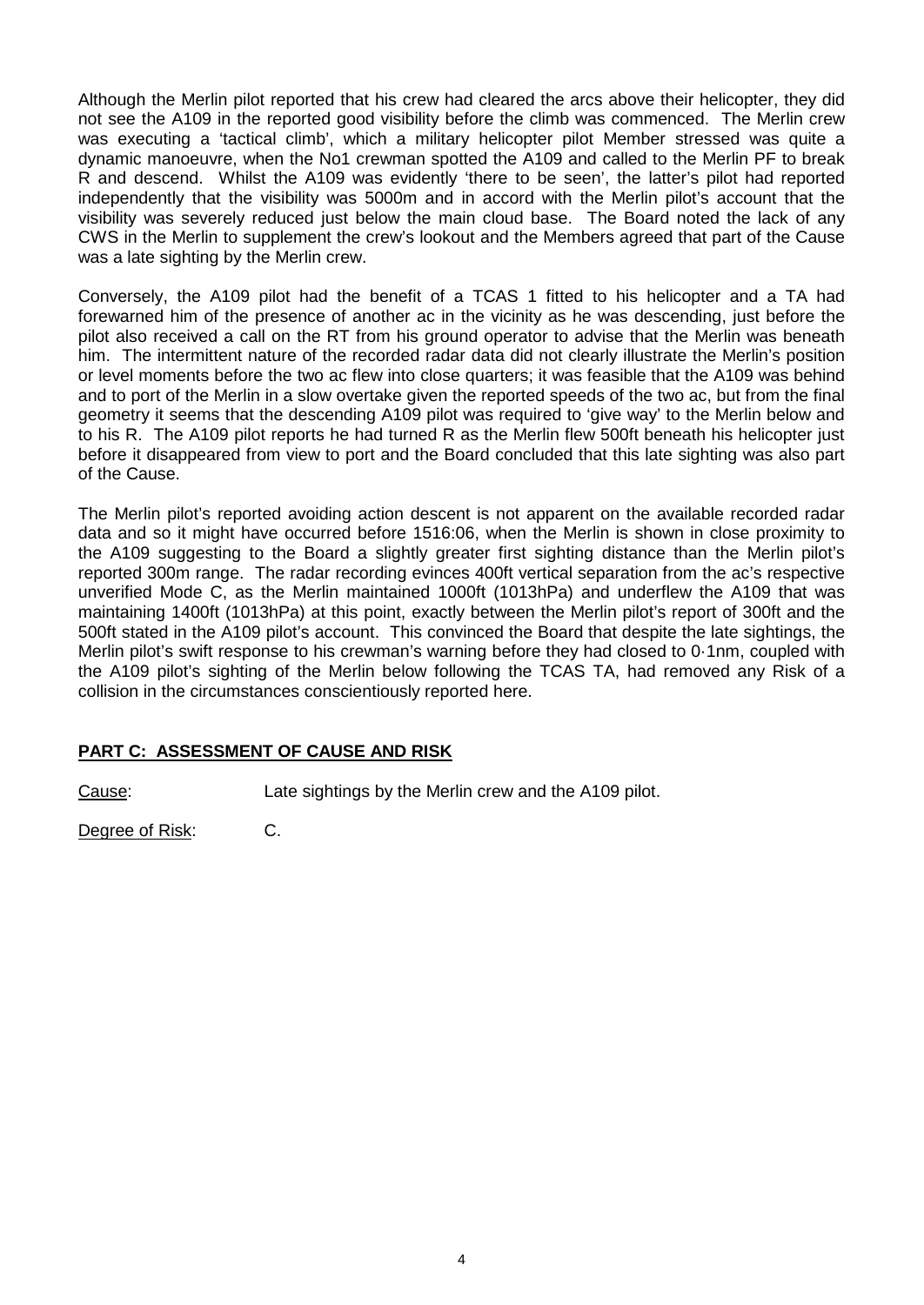Although the Merlin pilot reported that his crew had cleared the arcs above their helicopter, they did not see the A109 in the reported good visibility before the climb was commenced. The Merlin crew was executing a 'tactical climb', which a military helicopter pilot Member stressed was quite a dynamic manoeuvre, when the No1 crewman spotted the A109 and called to the Merlin PF to break R and descend. Whilst the A109 was evidently 'there to be seen', the latter's pilot had reported independently that the visibility was 5000m and in accord with the Merlin pilot's account that the visibility was severely reduced just below the main cloud base. The Board noted the lack of any CWS in the Merlin to supplement the crew's lookout and the Members agreed that part of the Cause was a late sighting by the Merlin crew.

Conversely, the A109 pilot had the benefit of a TCAS 1 fitted to his helicopter and a TA had forewarned him of the presence of another ac in the vicinity as he was descending, just before the pilot also received a call on the RT from his ground operator to advise that the Merlin was beneath him. The intermittent nature of the recorded radar data did not clearly illustrate the Merlin's position or level moments before the two ac flew into close quarters; it was feasible that the A109 was behind and to port of the Merlin in a slow overtake given the reported speeds of the two ac, but from the final geometry it seems that the descending A109 pilot was required to 'give way' to the Merlin below and to his R. The A109 pilot reports he had turned R as the Merlin flew 500ft beneath his helicopter just before it disappeared from view to port and the Board concluded that this late sighting was also part of the Cause.

The Merlin pilot's reported avoiding action descent is not apparent on the available recorded radar data and so it might have occurred before 1516:06, when the Merlin is shown in close proximity to the A109 suggesting to the Board a slightly greater first sighting distance than the Merlin pilot's reported 300m range. The radar recording evinces 400ft vertical separation from the ac's respective unverified Mode C, as the Merlin maintained 1000ft (1013hPa) and underflew the A109 that was maintaining 1400ft (1013hPa) at this point, exactly between the Merlin pilot's report of 300ft and the 500ft stated in the A109 pilot's account. This convinced the Board that despite the late sightings, the Merlin pilot's swift response to his crewman's warning before they had closed to 0·1nm, coupled with the A109 pilot's sighting of the Merlin below following the TCAS TA, had removed any Risk of a collision in the circumstances conscientiously reported here.

## PART C: ASSESSMENT OF CAUSE AND RISK

Cause: Late sightings by the Merlin crew and the A109 pilot.

Degree of Risk: C.